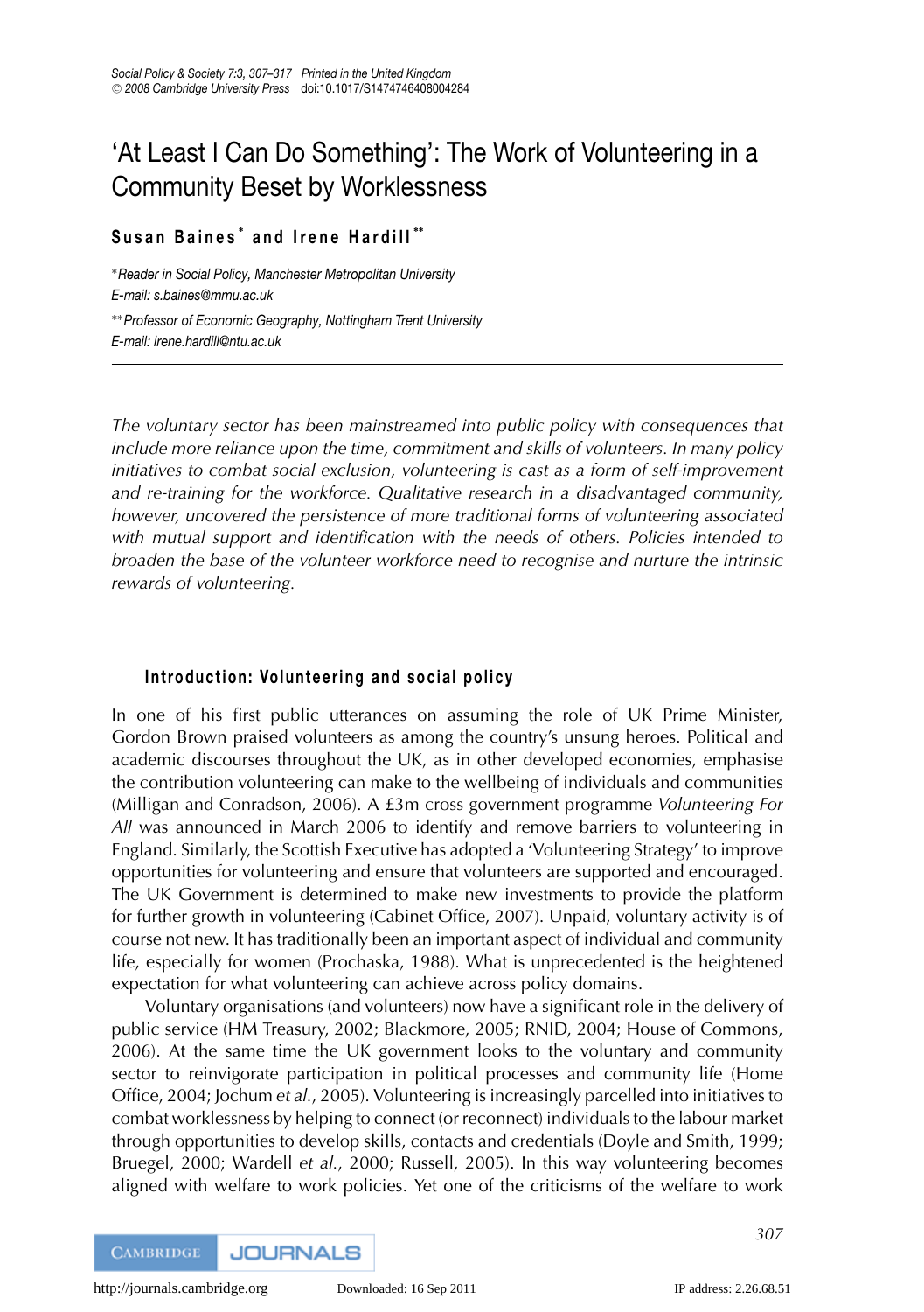# 'At Least I Can Do Something': The Work of Volunteering in a Community Beset by Worklessness

**Susan Baines[*] and Irene Hardill[**]**

[*]*Reader in Social Policy, Manchester Metropolitan University*
*E-mail: s.baines@mmu.ac.uk*

[**]*Professor of Economic Geography, Nottingham Trent University*
*E-mail: irene.hardill@ntu.ac.uk*

---

*The voluntary sector has been mainstreamed into public policy with consequences that include more reliance upon the time, commitment and skills of volunteers. In many policy initiatives to combat social exclusion, volunteering is cast as a form of self-improvement and re-training for the workforce. Qualitative research in a disadvantaged community, however, uncovered the persistence of more traditional forms of volunteering associated with mutual support and identification with the needs of others. Policies intended to broaden the base of the volunteer workforce need to recognise and nurture the intrinsic rewards of volunteering.*

## Introduction: Volunteering and social policy

In one of his first public utterances on assuming the role of UK Prime Minister, Gordon Brown praised volunteers as among the country's unsung heroes. Political and academic discourses throughout the UK, as in other developed economies, emphasise the contribution volunteering can make to the wellbeing of individuals and communities (Milligan and Conradson, 2006). A £3m cross government programme *Volunteering For All* was announced in March 2006 to identify and remove barriers to volunteering in England. Similarly, the Scottish Executive has adopted a 'Volunteering Strategy' to improve opportunities for volunteering and ensure that volunteers are supported and encouraged. The UK Government is determined to make new investments to provide the platform for further growth in volunteering (Cabinet Office, 2007). Unpaid, voluntary activity is of course not new. It has traditionally been an important aspect of individual and community life, especially for women (Prochaska, 1988). What is unprecedented is the heightened expectation for what volunteering can achieve across policy domains.

Voluntary organisations (and volunteers) now have a significant role in the delivery of public service (HM Treasury, 2002; Blackmore, 2005; RNID, 2004; House of Commons, 2006). At the same time the UK government looks to the voluntary and community sector to reinvigorate participation in political processes and community life (Home Office, 2004; Jochum *et al.*, 2005). Volunteering is increasingly parcelled into initiatives to combat worklessness by helping to connect (or reconnect) individuals to the labour market through opportunities to develop skills, contacts and credentials (Doyle and Smith, 1999; Bruegel, 2000; Wardell *et al.*, 2000; Russell, 2005). In this way volunteering becomes aligned with welfare to work policies. Yet one of the criticisms of the welfare to work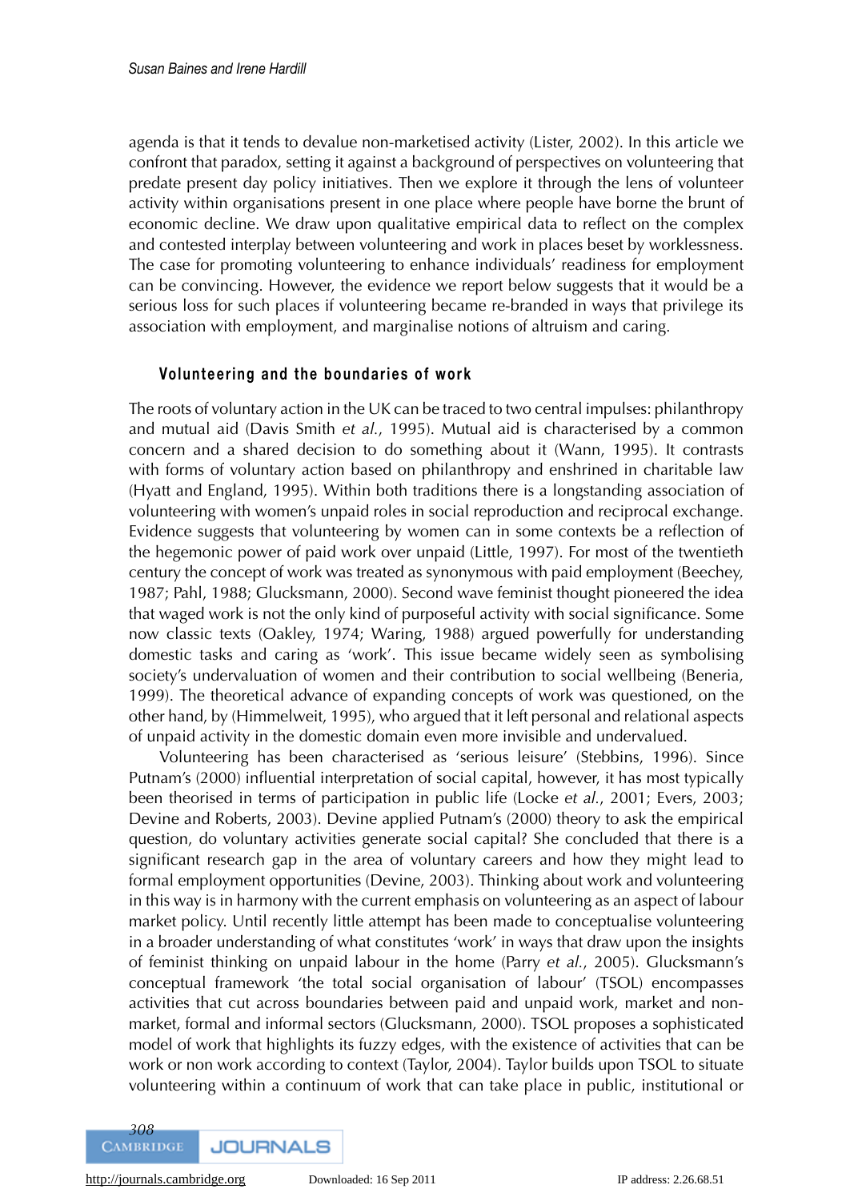agenda is that it tends to devalue non-marketised activity (Lister, 2002). In this article we confront that paradox, setting it against a background of perspectives on volunteering that predate present day policy initiatives. Then we explore it through the lens of volunteer activity within organisations present in one place where people have borne the brunt of economic decline. We draw upon qualitative empirical data to reflect on the complex and contested interplay between volunteering and work in places beset by worklessness. The case for promoting volunteering to enhance individuals' readiness for employment can be convincing. However, the evidence we report below suggests that it would be a serious loss for such places if volunteering became re-branded in ways that privilege its association with employment, and marginalise notions of altruism and caring.

## Volunteering and the boundaries of work

The roots of voluntary action in the UK can be traced to two central impulses: philanthropy and mutual aid (Davis Smith *et al.*, 1995). Mutual aid is characterised by a common concern and a shared decision to do something about it (Wann, 1995). It contrasts with forms of voluntary action based on philanthropy and enshrined in charitable law (Hyatt and England, 1995). Within both traditions there is a longstanding association of volunteering with women's unpaid roles in social reproduction and reciprocal exchange. Evidence suggests that volunteering by women can in some contexts be a reflection of the hegemonic power of paid work over unpaid (Little, 1997). For most of the twentieth century the concept of work was treated as synonymous with paid employment (Beechey, 1987; Pahl, 1988; Glucksmann, 2000). Second wave feminist thought pioneered the idea that waged work is not the only kind of purposeful activity with social significance. Some now classic texts (Oakley, 1974; Waring, 1988) argued powerfully for understanding domestic tasks and caring as 'work'. This issue became widely seen as symbolising society's undervaluation of women and their contribution to social wellbeing (Beneria, 1999). The theoretical advance of expanding concepts of work was questioned, on the other hand, by (Himmelweit, 1995), who argued that it left personal and relational aspects of unpaid activity in the domestic domain even more invisible and undervalued.

Volunteering has been characterised as 'serious leisure' (Stebbins, 1996). Since Putnam's (2000) influential interpretation of social capital, however, it has most typically been theorised in terms of participation in public life (Locke *et al.*, 2001; Evers, 2003; Devine and Roberts, 2003). Devine applied Putnam's (2000) theory to ask the empirical question, do voluntary activities generate social capital? She concluded that there is a significant research gap in the area of voluntary careers and how they might lead to formal employment opportunities (Devine, 2003). Thinking about work and volunteering in this way is in harmony with the current emphasis on volunteering as an aspect of labour market policy. Until recently little attempt has been made to conceptualise volunteering in a broader understanding of what constitutes 'work' in ways that draw upon the insights of feminist thinking on unpaid labour in the home (Parry *et al.*, 2005). Glucksmann's conceptual framework 'the total social organisation of labour' (TSOL) encompasses activities that cut across boundaries between paid and unpaid work, market and non-market, formal and informal sectors (Glucksmann, 2000). TSOL proposes a sophisticated model of work that highlights its fuzzy edges, with the existence of activities that can be work or non work according to context (Taylor, 2004). Taylor builds upon TSOL to situate volunteering within a continuum of work that can take place in public, institutional or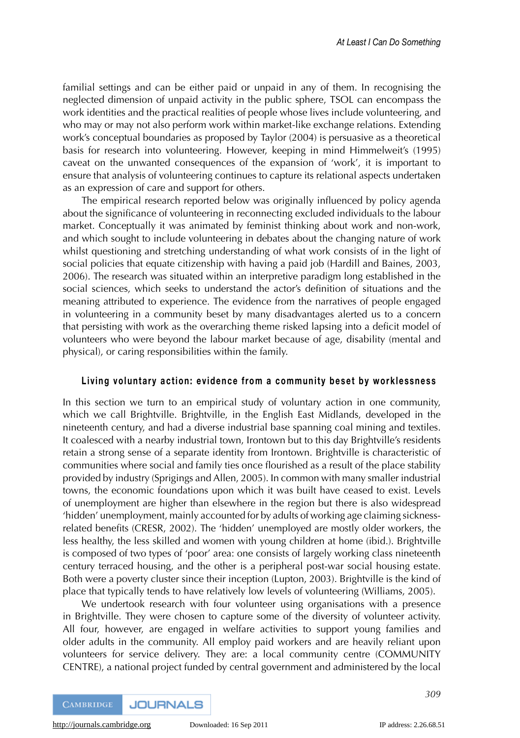familial settings and can be either paid or unpaid in any of them. In recognising the neglected dimension of unpaid activity in the public sphere, TSOL can encompass the work identities and the practical realities of people whose lives include volunteering, and who may or may not also perform work within market-like exchange relations. Extending work's conceptual boundaries as proposed by Taylor (2004) is persuasive as a theoretical basis for research into volunteering. However, keeping in mind Himmelweit's (1995) caveat on the unwanted consequences of the expansion of 'work', it is important to ensure that analysis of volunteering continues to capture its relational aspects undertaken as an expression of care and support for others.

The empirical research reported below was originally influenced by policy agenda about the significance of volunteering in reconnecting excluded individuals to the labour market. Conceptually it was animated by feminist thinking about work and non-work, and which sought to include volunteering in debates about the changing nature of work whilst questioning and stretching understanding of what work consists of in the light of social policies that equate citizenship with having a paid job (Hardill and Baines, 2003, 2006). The research was situated within an interpretive paradigm long established in the social sciences, which seeks to understand the actor's definition of situations and the meaning attributed to experience. The evidence from the narratives of people engaged in volunteering in a community beset by many disadvantages alerted us to a concern that persisting with work as the overarching theme risked lapsing into a deficit model of volunteers who were beyond the labour market because of age, disability (mental and physical), or caring responsibilities within the family.

## Living voluntary action: evidence from a community beset by worklessness

In this section we turn to an empirical study of voluntary action in one community, which we call Brightville. Brightville, in the English East Midlands, developed in the nineteenth century, and had a diverse industrial base spanning coal mining and textiles. It coalesced with a nearby industrial town, Irontown but to this day Brightville's residents retain a strong sense of a separate identity from Irontown. Brightville is characteristic of communities where social and family ties once flourished as a result of the place stability provided by industry (Sprigings and Allen, 2005). In common with many smaller industrial towns, the economic foundations upon which it was built have ceased to exist. Levels of unemployment are higher than elsewhere in the region but there is also widespread 'hidden' unemployment, mainly accounted for by adults of working age claiming sickness-related benefits (CRESR, 2002). The 'hidden' unemployed are mostly older workers, the less healthy, the less skilled and women with young children at home (ibid.). Brightville is composed of two types of 'poor' area: one consists of largely working class nineteenth century terraced housing, and the other is a peripheral post-war social housing estate. Both were a poverty cluster since their inception (Lupton, 2003). Brightville is the kind of place that typically tends to have relatively low levels of volunteering (Williams, 2005).

We undertook research with four volunteer using organisations with a presence in Brightville. They were chosen to capture some of the diversity of volunteer activity. All four, however, are engaged in welfare activities to support young families and older adults in the community. All employ paid workers and are heavily reliant upon volunteers for service delivery. They are: a local community centre (COMMUNITY CENTRE), a national project funded by central government and administered by the local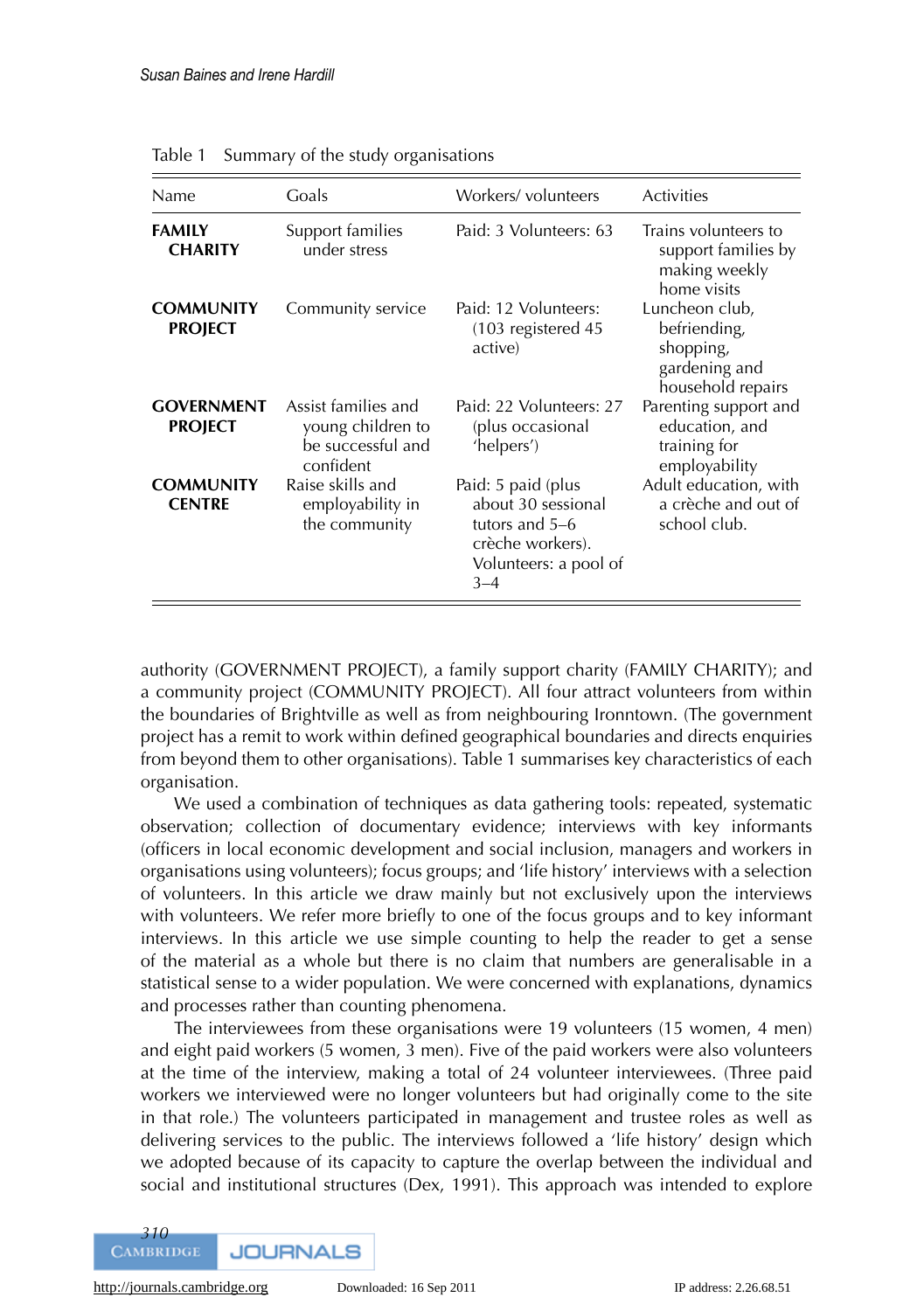Table 1 Summary of the study organisations

| Name | Goals | Workers/ volunteers | Activities |
|---|---|---|---|
| **FAMILY CHARITY** | Support families under stress | Paid: 3 Volunteers: 63 | Trains volunteers to support families by making weekly home visits |
| **COMMUNITY PROJECT** | Community service | Paid: 12 Volunteers: (103 registered 45 active) | Luncheon club, befriending, shopping, gardening and household repairs |
| **GOVERNMENT PROJECT** | Assist families and young children to be successful and confident | Paid: 22 Volunteers: 27 (plus occasional 'helpers') | Parenting support and education, and training for employability |
| **COMMUNITY CENTRE** | Raise skills and employability in the community | Paid: 5 paid (plus about 30 sessional tutors and 5–6 crèche workers). Volunteers: a pool of 3–4 | Adult education, with a crèche and out of school club. |

authority (GOVERNMENT PROJECT), a family support charity (FAMILY CHARITY); and a community project (COMMUNITY PROJECT). All four attract volunteers from within the boundaries of Brightville as well as from neighbouring Ironntown. (The government project has a remit to work within defined geographical boundaries and directs enquiries from beyond them to other organisations). Table 1 summarises key characteristics of each organisation.

We used a combination of techniques as data gathering tools: repeated, systematic observation; collection of documentary evidence; interviews with key informants (officers in local economic development and social inclusion, managers and workers in organisations using volunteers); focus groups; and 'life history' interviews with a selection of volunteers. In this article we draw mainly but not exclusively upon the interviews with volunteers. We refer more briefly to one of the focus groups and to key informant interviews. In this article we use simple counting to help the reader to get a sense of the material as a whole but there is no claim that numbers are generalisable in a statistical sense to a wider population. We were concerned with explanations, dynamics and processes rather than counting phenomena.

The interviewees from these organisations were 19 volunteers (15 women, 4 men) and eight paid workers (5 women, 3 men). Five of the paid workers were also volunteers at the time of the interview, making a total of 24 volunteer interviewees. (Three paid workers we interviewed were no longer volunteers but had originally come to the site in that role.) The volunteers participated in management and trustee roles as well as delivering services to the public. The interviews followed a 'life history' design which we adopted because of its capacity to capture the overlap between the individual and social and institutional structures (Dex, 1991). This approach was intended to explore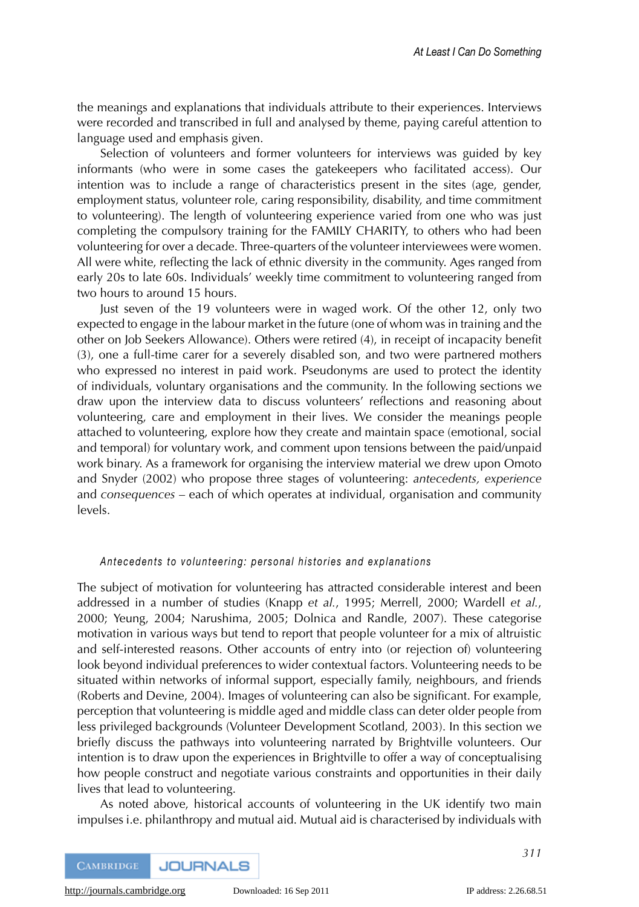the meanings and explanations that individuals attribute to their experiences. Interviews were recorded and transcribed in full and analysed by theme, paying careful attention to language used and emphasis given.

Selection of volunteers and former volunteers for interviews was guided by key informants (who were in some cases the gatekeepers who facilitated access). Our intention was to include a range of characteristics present in the sites (age, gender, employment status, volunteer role, caring responsibility, disability, and time commitment to volunteering). The length of volunteering experience varied from one who was just completing the compulsory training for the FAMILY CHARITY, to others who had been volunteering for over a decade. Three-quarters of the volunteer interviewees were women. All were white, reflecting the lack of ethnic diversity in the community. Ages ranged from early 20s to late 60s. Individuals' weekly time commitment to volunteering ranged from two hours to around 15 hours.

Just seven of the 19 volunteers were in waged work. Of the other 12, only two expected to engage in the labour market in the future (one of whom was in training and the other on Job Seekers Allowance). Others were retired (4), in receipt of incapacity benefit (3), one a full-time carer for a severely disabled son, and two were partnered mothers who expressed no interest in paid work. Pseudonyms are used to protect the identity of individuals, voluntary organisations and the community. In the following sections we draw upon the interview data to discuss volunteers' reflections and reasoning about volunteering, care and employment in their lives. We consider the meanings people attached to volunteering, explore how they create and maintain space (emotional, social and temporal) for voluntary work, and comment upon tensions between the paid/unpaid work binary. As a framework for organising the interview material we drew upon Omoto and Snyder (2002) who propose three stages of volunteering: *antecedents, experience* and *consequences* – each of which operates at individual, organisation and community levels.

### *Antecedents to volunteering: personal histories and explanations*

The subject of motivation for volunteering has attracted considerable interest and been addressed in a number of studies (Knapp *et al.*, 1995; Merrell, 2000; Wardell *et al.*, 2000; Yeung, 2004; Narushima, 2005; Dolnica and Randle, 2007). These categorise motivation in various ways but tend to report that people volunteer for a mix of altruistic and self-interested reasons. Other accounts of entry into (or rejection of) volunteering look beyond individual preferences to wider contextual factors. Volunteering needs to be situated within networks of informal support, especially family, neighbours, and friends (Roberts and Devine, 2004). Images of volunteering can also be significant. For example, perception that volunteering is middle aged and middle class can deter older people from less privileged backgrounds (Volunteer Development Scotland, 2003). In this section we briefly discuss the pathways into volunteering narrated by Brightville volunteers. Our intention is to draw upon the experiences in Brightville to offer a way of conceptualising how people construct and negotiate various constraints and opportunities in their daily lives that lead to volunteering.

As noted above, historical accounts of volunteering in the UK identify two main impulses i.e. philanthropy and mutual aid. Mutual aid is characterised by individuals with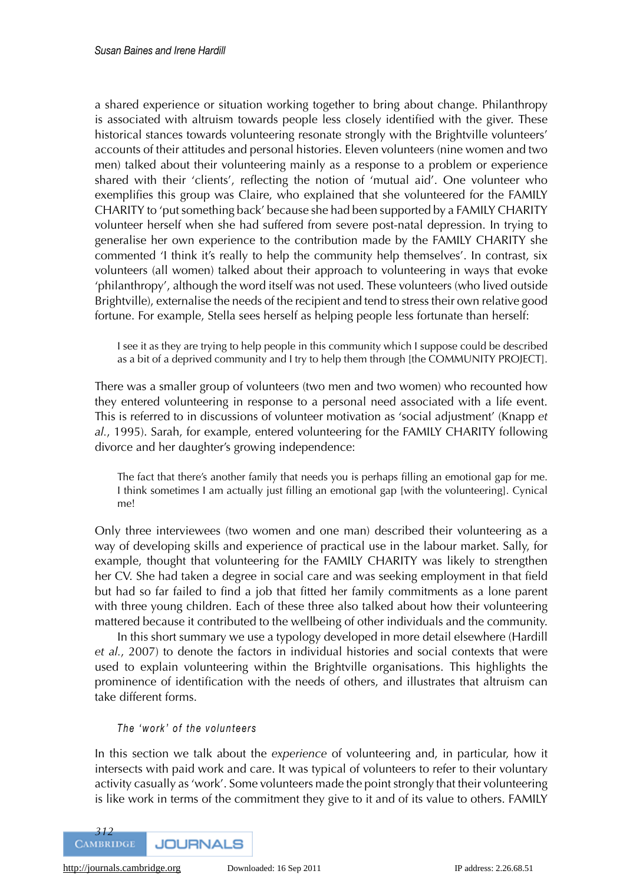a shared experience or situation working together to bring about change. Philanthropy is associated with altruism towards people less closely identified with the giver. These historical stances towards volunteering resonate strongly with the Brightville volunteers' accounts of their attitudes and personal histories. Eleven volunteers (nine women and two men) talked about their volunteering mainly as a response to a problem or experience shared with their 'clients', reflecting the notion of 'mutual aid'. One volunteer who exemplifies this group was Claire, who explained that she volunteered for the FAMILY CHARITY to 'put something back' because she had been supported by a FAMILY CHARITY volunteer herself when she had suffered from severe post-natal depression. In trying to generalise her own experience to the contribution made by the FAMILY CHARITY she commented 'I think it's really to help the community help themselves'. In contrast, six volunteers (all women) talked about their approach to volunteering in ways that evoke 'philanthropy', although the word itself was not used. These volunteers (who lived outside Brightville), externalise the needs of the recipient and tend to stress their own relative good fortune. For example, Stella sees herself as helping people less fortunate than herself:

> I see it as they are trying to help people in this community which I suppose could be described as a bit of a deprived community and I try to help them through [the COMMUNITY PROJECT].

There was a smaller group of volunteers (two men and two women) who recounted how they entered volunteering in response to a personal need associated with a life event. This is referred to in discussions of volunteer motivation as 'social adjustment' (Knapp *et al.*, 1995). Sarah, for example, entered volunteering for the FAMILY CHARITY following divorce and her daughter's growing independence:

> The fact that there's another family that needs you is perhaps filling an emotional gap for me. I think sometimes I am actually just filling an emotional gap [with the volunteering]. Cynical me!

Only three interviewees (two women and one man) described their volunteering as a way of developing skills and experience of practical use in the labour market. Sally, for example, thought that volunteering for the FAMILY CHARITY was likely to strengthen her CV. She had taken a degree in social care and was seeking employment in that field but had so far failed to find a job that fitted her family commitments as a lone parent with three young children. Each of these three also talked about how their volunteering mattered because it contributed to the wellbeing of other individuals and the community.

In this short summary we use a typology developed in more detail elsewhere (Hardill *et al.*, 2007) to denote the factors in individual histories and social contexts that were used to explain volunteering within the Brightville organisations. This highlights the prominence of identification with the needs of others, and illustrates that altruism can take different forms.

### *The 'work' of the volunteers*

In this section we talk about the *experience* of volunteering and, in particular, how it intersects with paid work and care. It was typical of volunteers to refer to their voluntary activity casually as 'work'. Some volunteers made the point strongly that their volunteering is like work in terms of the commitment they give to it and of its value to others. FAMILY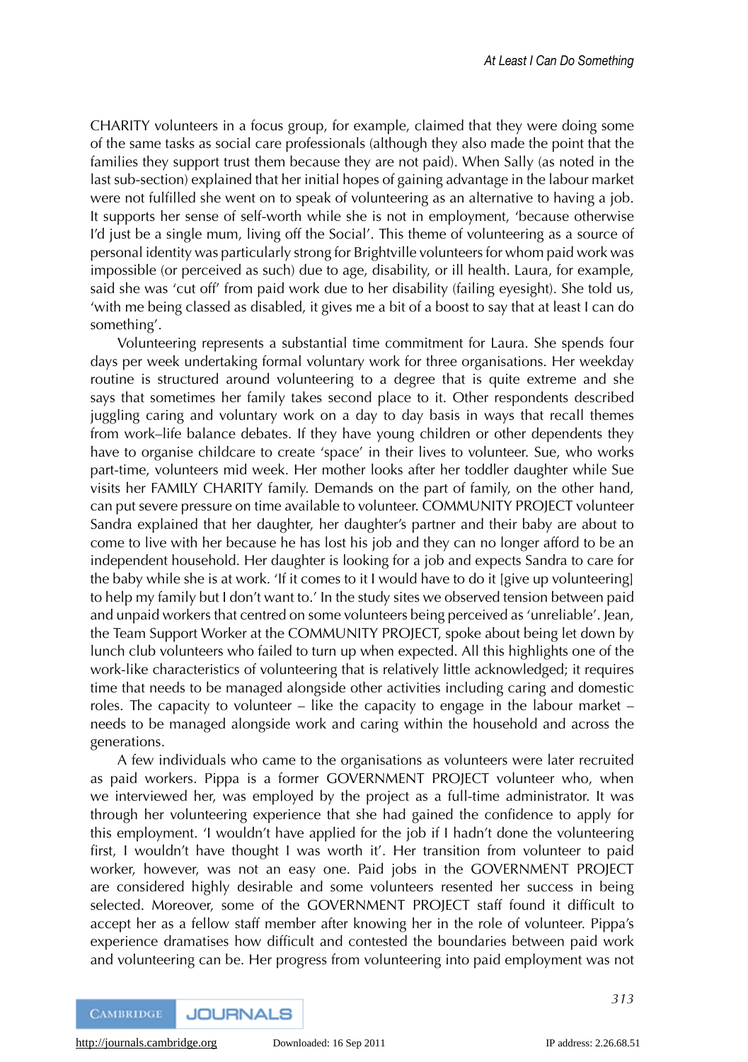CHARITY volunteers in a focus group, for example, claimed that they were doing some of the same tasks as social care professionals (although they also made the point that the families they support trust them because they are not paid). When Sally (as noted in the last sub-section) explained that her initial hopes of gaining advantage in the labour market were not fulfilled she went on to speak of volunteering as an alternative to having a job. It supports her sense of self-worth while she is not in employment, 'because otherwise I'd just be a single mum, living off the Social'. This theme of volunteering as a source of personal identity was particularly strong for Brightville volunteers for whom paid work was impossible (or perceived as such) due to age, disability, or ill health. Laura, for example, said she was 'cut off' from paid work due to her disability (failing eyesight). She told us, 'with me being classed as disabled, it gives me a bit of a boost to say that at least I can do something'.

Volunteering represents a substantial time commitment for Laura. She spends four days per week undertaking formal voluntary work for three organisations. Her weekday routine is structured around volunteering to a degree that is quite extreme and she says that sometimes her family takes second place to it. Other respondents described juggling caring and voluntary work on a day to day basis in ways that recall themes from work–life balance debates. If they have young children or other dependents they have to organise childcare to create 'space' in their lives to volunteer. Sue, who works part-time, volunteers mid week. Her mother looks after her toddler daughter while Sue visits her FAMILY CHARITY family. Demands on the part of family, on the other hand, can put severe pressure on time available to volunteer. COMMUNITY PROJECT volunteer Sandra explained that her daughter, her daughter's partner and their baby are about to come to live with her because he has lost his job and they can no longer afford to be an independent household. Her daughter is looking for a job and expects Sandra to care for the baby while she is at work. 'If it comes to it I would have to do it [give up volunteering] to help my family but I don't want to.' In the study sites we observed tension between paid and unpaid workers that centred on some volunteers being perceived as 'unreliable'. Jean, the Team Support Worker at the COMMUNITY PROJECT, spoke about being let down by lunch club volunteers who failed to turn up when expected. All this highlights one of the work-like characteristics of volunteering that is relatively little acknowledged; it requires time that needs to be managed alongside other activities including caring and domestic roles. The capacity to volunteer – like the capacity to engage in the labour market – needs to be managed alongside work and caring within the household and across the generations.

A few individuals who came to the organisations as volunteers were later recruited as paid workers. Pippa is a former GOVERNMENT PROJECT volunteer who, when we interviewed her, was employed by the project as a full-time administrator. It was through her volunteering experience that she had gained the confidence to apply for this employment. 'I wouldn't have applied for the job if I hadn't done the volunteering first, I wouldn't have thought I was worth it'. Her transition from volunteer to paid worker, however, was not an easy one. Paid jobs in the GOVERNMENT PROJECT are considered highly desirable and some volunteers resented her success in being selected. Moreover, some of the GOVERNMENT PROJECT staff found it difficult to accept her as a fellow staff member after knowing her in the role of volunteer. Pippa's experience dramatises how difficult and contested the boundaries between paid work and volunteering can be. Her progress from volunteering into paid employment was not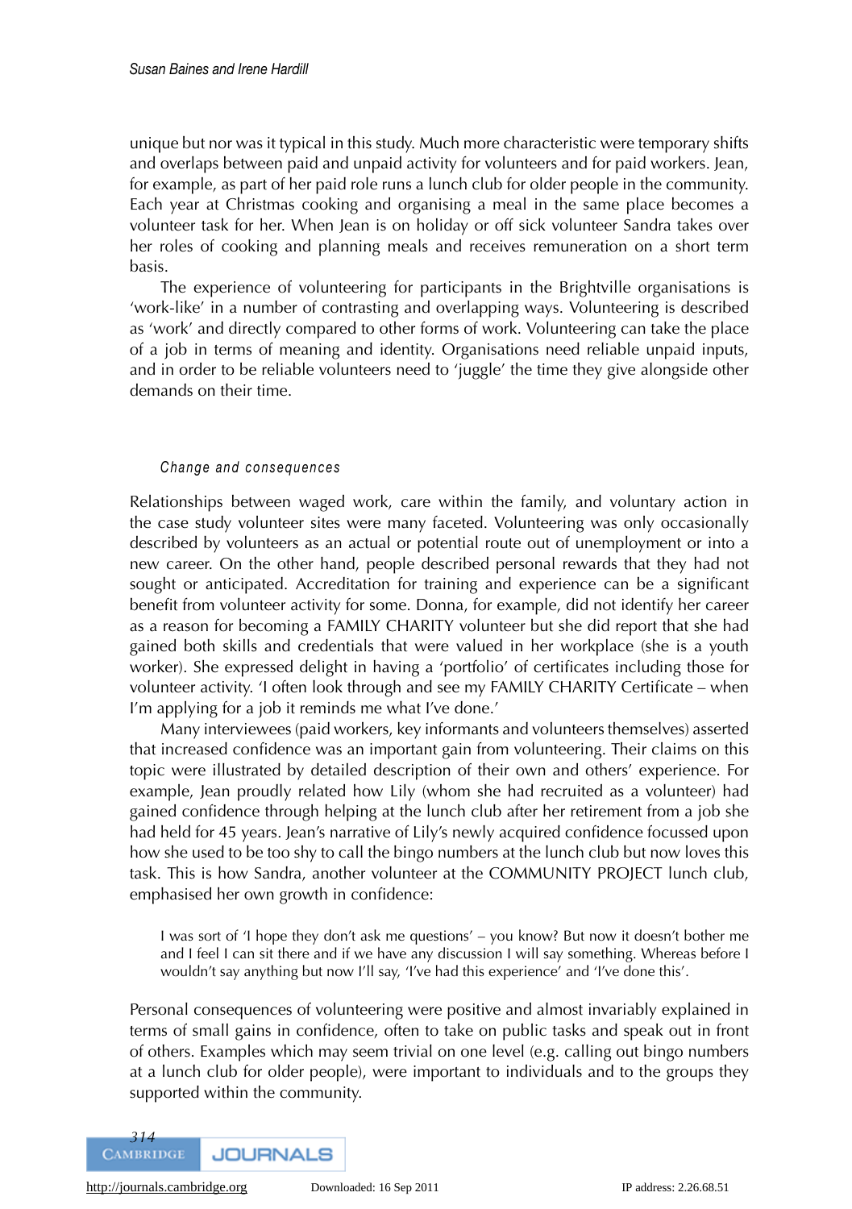unique but nor was it typical in this study. Much more characteristic were temporary shifts and overlaps between paid and unpaid activity for volunteers and for paid workers. Jean, for example, as part of her paid role runs a lunch club for older people in the community. Each year at Christmas cooking and organising a meal in the same place becomes a volunteer task for her. When Jean is on holiday or off sick volunteer Sandra takes over her roles of cooking and planning meals and receives remuneration on a short term basis.

The experience of volunteering for participants in the Brightville organisations is 'work-like' in a number of contrasting and overlapping ways. Volunteering is described as 'work' and directly compared to other forms of work. Volunteering can take the place of a job in terms of meaning and identity. Organisations need reliable unpaid inputs, and in order to be reliable volunteers need to 'juggle' the time they give alongside other demands on their time.

### *Change and consequences*

Relationships between waged work, care within the family, and voluntary action in the case study volunteer sites were many faceted. Volunteering was only occasionally described by volunteers as an actual or potential route out of unemployment or into a new career. On the other hand, people described personal rewards that they had not sought or anticipated. Accreditation for training and experience can be a significant benefit from volunteer activity for some. Donna, for example, did not identify her career as a reason for becoming a FAMILY CHARITY volunteer but she did report that she had gained both skills and credentials that were valued in her workplace (she is a youth worker). She expressed delight in having a 'portfolio' of certificates including those for volunteer activity. 'I often look through and see my FAMILY CHARITY Certificate – when I'm applying for a job it reminds me what I've done.'

Many interviewees (paid workers, key informants and volunteers themselves) asserted that increased confidence was an important gain from volunteering. Their claims on this topic were illustrated by detailed description of their own and others' experience. For example, Jean proudly related how Lily (whom she had recruited as a volunteer) had gained confidence through helping at the lunch club after her retirement from a job she had held for 45 years. Jean's narrative of Lily's newly acquired confidence focussed upon how she used to be too shy to call the bingo numbers at the lunch club but now loves this task. This is how Sandra, another volunteer at the COMMUNITY PROJECT lunch club, emphasised her own growth in confidence:

> I was sort of 'I hope they don't ask me questions' – you know? But now it doesn't bother me and I feel I can sit there and if we have any discussion I will say something. Whereas before I wouldn't say anything but now I'll say, 'I've had this experience' and 'I've done this'.

Personal consequences of volunteering were positive and almost invariably explained in terms of small gains in confidence, often to take on public tasks and speak out in front of others. Examples which may seem trivial on one level (e.g. calling out bingo numbers at a lunch club for older people), were important to individuals and to the groups they supported within the community.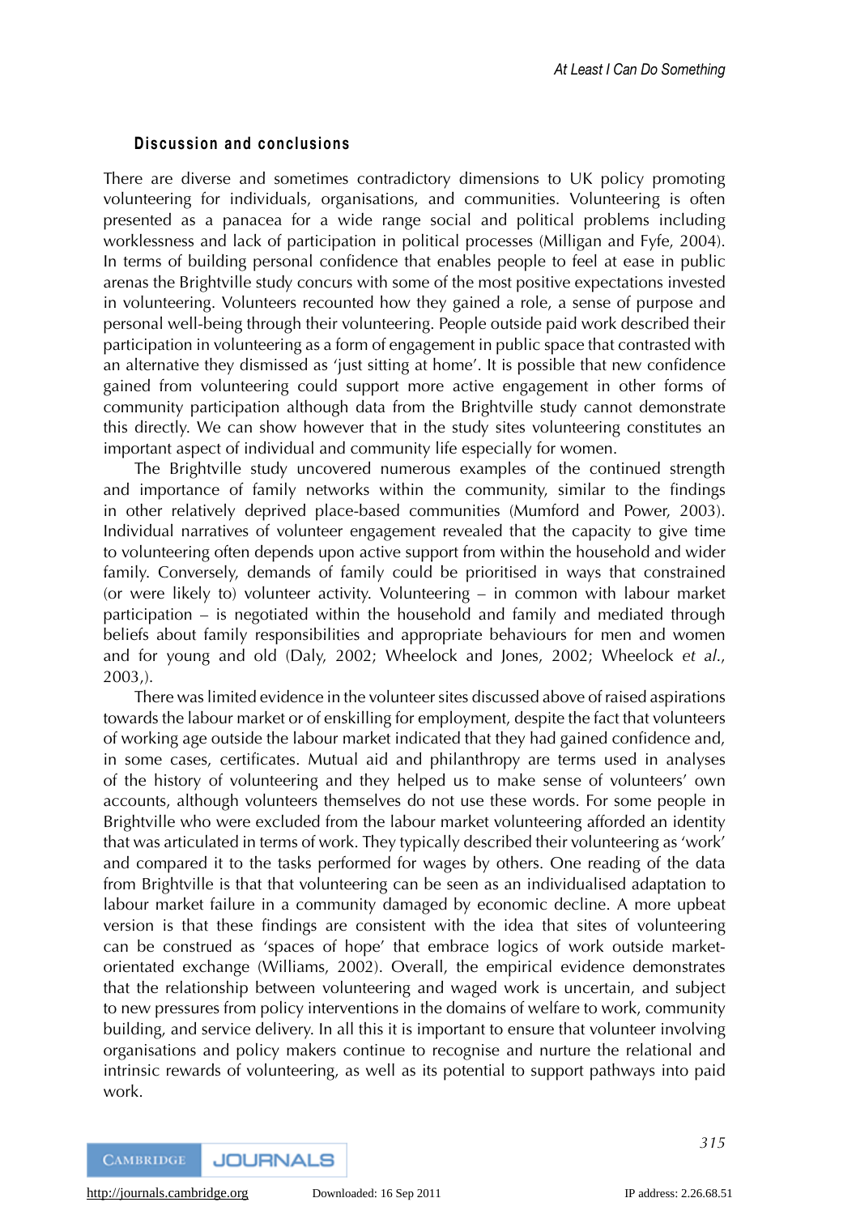### Discussion and conclusions

There are diverse and sometimes contradictory dimensions to UK policy promoting volunteering for individuals, organisations, and communities. Volunteering is often presented as a panacea for a wide range social and political problems including worklessness and lack of participation in political processes (Milligan and Fyfe, 2004). In terms of building personal confidence that enables people to feel at ease in public arenas the Brightville study concurs with some of the most positive expectations invested in volunteering. Volunteers recounted how they gained a role, a sense of purpose and personal well-being through their volunteering. People outside paid work described their participation in volunteering as a form of engagement in public space that contrasted with an alternative they dismissed as 'just sitting at home'. It is possible that new confidence gained from volunteering could support more active engagement in other forms of community participation although data from the Brightville study cannot demonstrate this directly. We can show however that in the study sites volunteering constitutes an important aspect of individual and community life especially for women.

The Brightville study uncovered numerous examples of the continued strength and importance of family networks within the community, similar to the findings in other relatively deprived place-based communities (Mumford and Power, 2003). Individual narratives of volunteer engagement revealed that the capacity to give time to volunteering often depends upon active support from within the household and wider family. Conversely, demands of family could be prioritised in ways that constrained (or were likely to) volunteer activity. Volunteering – in common with labour market participation – is negotiated within the household and family and mediated through beliefs about family responsibilities and appropriate behaviours for men and women and for young and old (Daly, 2002; Wheelock and Jones, 2002; Wheelock *et al.*, 2003,).

There was limited evidence in the volunteer sites discussed above of raised aspirations towards the labour market or of enskilling for employment, despite the fact that volunteers of working age outside the labour market indicated that they had gained confidence and, in some cases, certificates. Mutual aid and philanthropy are terms used in analyses of the history of volunteering and they helped us to make sense of volunteers' own accounts, although volunteers themselves do not use these words. For some people in Brightville who were excluded from the labour market volunteering afforded an identity that was articulated in terms of work. They typically described their volunteering as 'work' and compared it to the tasks performed for wages by others. One reading of the data from Brightville is that that volunteering can be seen as an individualised adaptation to labour market failure in a community damaged by economic decline. A more upbeat version is that these findings are consistent with the idea that sites of volunteering can be construed as 'spaces of hope' that embrace logics of work outside market-orientated exchange (Williams, 2002). Overall, the empirical evidence demonstrates that the relationship between volunteering and waged work is uncertain, and subject to new pressures from policy interventions in the domains of welfare to work, community building, and service delivery. In all this it is important to ensure that volunteer involving organisations and policy makers continue to recognise and nurture the relational and intrinsic rewards of volunteering, as well as its potential to support pathways into paid work.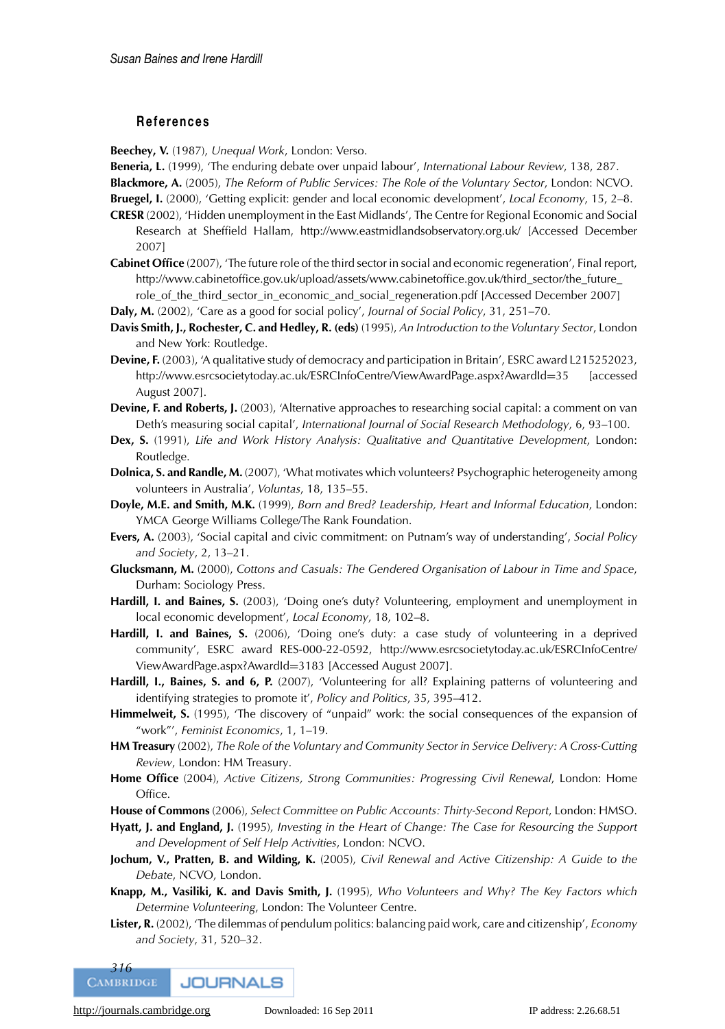## References

**Beechey, V.** (1987), *Unequal Work*, London: Verso.

**Beneria, L.** (1999), 'The enduring debate over unpaid labour', *International Labour Review*, 138, 287.

**Blackmore, A.** (2005), *The Reform of Public Services: The Role of the Voluntary Sector*, London: NCVO.

**Bruegel, I.** (2000), 'Getting explicit: gender and local economic development', *Local Economy*, 15, 2–8.

**CRESR** (2002), 'Hidden unemployment in the East Midlands', The Centre for Regional Economic and Social Research at Sheffield Hallam, http://www.eastmidlandsobservatory.org.uk/ [Accessed December 2007]

**Cabinet Office** (2007), 'The future role of the third sector in social and economic regeneration', Final report, http://www.cabinetoffice.gov.uk/upload/assets/www.cabinetoffice.gov.uk/third_sector/the_future_role_of_the_third_sector_in_economic_and_social_regeneration.pdf [Accessed December 2007]

**Daly, M.** (2002), 'Care as a good for social policy', *Journal of Social Policy*, 31, 251–70.

**Davis Smith, J., Rochester, C. and Hedley, R. (eds)** (1995), *An Introduction to the Voluntary Sector*, London and New York: Routledge.

**Devine, F.** (2003), 'A qualitative study of democracy and participation in Britain', ESRC award L215252023, http://www.esrcsocietytoday.ac.uk/ESRCInfoCentre/ViewAwardPage.aspx?AwardId=35 [accessed August 2007].

**Devine, F. and Roberts, J.** (2003), 'Alternative approaches to researching social capital: a comment on van Deth's measuring social capital', *International Journal of Social Research Methodology*, 6, 93–100.

**Dex, S.** (1991), *Life and Work History Analysis: Qualitative and Quantitative Development*, London: Routledge.

**Dolnica, S. and Randle, M.** (2007), 'What motivates which volunteers? Psychographic heterogeneity among volunteers in Australia', *Voluntas*, 18, 135–55.

**Doyle, M.E. and Smith, M.K.** (1999), *Born and Bred? Leadership, Heart and Informal Education*, London: YMCA George Williams College/The Rank Foundation.

**Evers, A.** (2003), 'Social capital and civic commitment: on Putnam's way of understanding', *Social Policy and Society*, 2, 13–21.

**Glucksmann, M.** (2000), *Cottons and Casuals: The Gendered Organisation of Labour in Time and Space*, Durham: Sociology Press.

**Hardill, I. and Baines, S.** (2003), 'Doing one's duty? Volunteering, employment and unemployment in local economic development', *Local Economy*, 18, 102–8.

**Hardill, I. and Baines, S.** (2006), 'Doing one's duty: a case study of volunteering in a deprived community', ESRC award RES-000-22-0592, http://www.esrcsocietytoday.ac.uk/ESRCInfoCentre/ViewAwardPage.aspx?AwardId=3183 [Accessed August 2007].

**Hardill, I., Baines, S. and 6, P.** (2007), 'Volunteering for all? Explaining patterns of volunteering and identifying strategies to promote it', *Policy and Politics*, 35, 395–412.

**Himmelweit, S.** (1995), 'The discovery of "unpaid" work: the social consequences of the expansion of "work"', *Feminist Economics*, 1, 1–19.

**HM Treasury** (2002), *The Role of the Voluntary and Community Sector in Service Delivery: A Cross-Cutting Review*, London: HM Treasury.

**Home Office** (2004), *Active Citizens, Strong Communities: Progressing Civil Renewal*, London: Home Office.

**House of Commons** (2006), *Select Committee on Public Accounts: Thirty-Second Report*, London: HMSO.

**Hyatt, J. and England, J.** (1995), *Investing in the Heart of Change: The Case for Resourcing the Support and Development of Self Help Activities*, London: NCVO.

**Jochum, V., Pratten, B. and Wilding, K.** (2005), *Civil Renewal and Active Citizenship: A Guide to the Debate*, NCVO, London.

**Knapp, M., Vasiliki, K. and Davis Smith, J.** (1995), *Who Volunteers and Why? The Key Factors which Determine Volunteering*, London: The Volunteer Centre.

**Lister, R.** (2002), 'The dilemmas of pendulum politics: balancing paid work, care and citizenship', *Economy and Society*, 31, 520–32.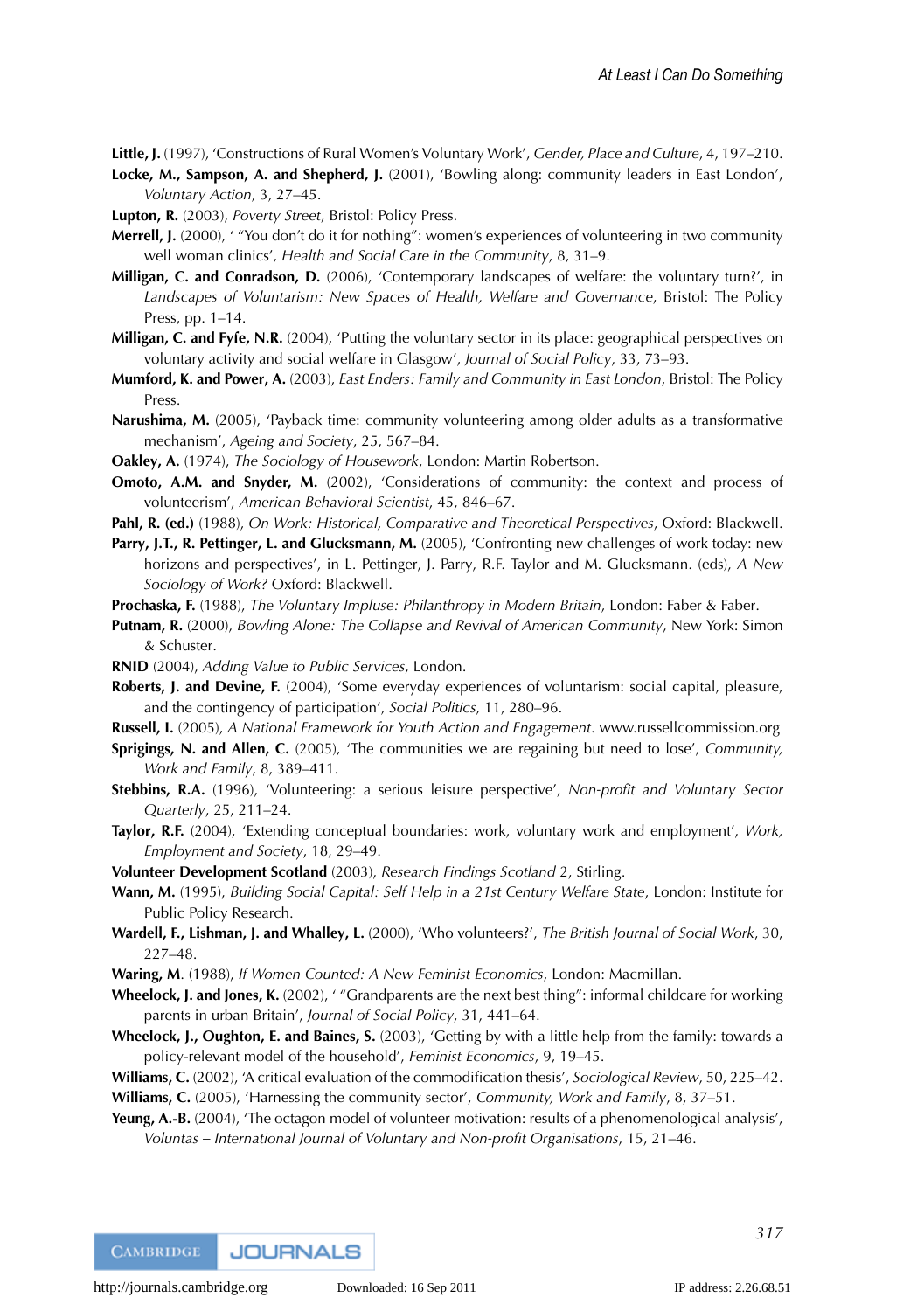**Little, J.** (1997), 'Constructions of Rural Women's Voluntary Work', *Gender, Place and Culture*, 4, 197–210.

**Locke, M., Sampson, A. and Shepherd, J.** (2001), 'Bowling along: community leaders in East London', *Voluntary Action*, 3, 27–45.

**Lupton, R.** (2003), *Poverty Street*, Bristol: Policy Press.

**Merrell, J.** (2000), ' "You don't do it for nothing": women's experiences of volunteering in two community well woman clinics', *Health and Social Care in the Community*, 8, 31–9.

**Milligan, C. and Conradson, D.** (2006), 'Contemporary landscapes of welfare: the voluntary turn?', in *Landscapes of Voluntarism: New Spaces of Health, Welfare and Governance*, Bristol: The Policy Press, pp. 1–14.

**Milligan, C. and Fyfe, N.R.** (2004), 'Putting the voluntary sector in its place: geographical perspectives on voluntary activity and social welfare in Glasgow', *Journal of Social Policy*, 33, 73–93.

**Mumford, K. and Power, A.** (2003), *East Enders: Family and Community in East London*, Bristol: The Policy Press.

**Narushima, M.** (2005), 'Payback time: community volunteering among older adults as a transformative mechanism', *Ageing and Society*, 25, 567–84.

**Oakley, A.** (1974), *The Sociology of Housework*, London: Martin Robertson.

**Omoto, A.M. and Snyder, M.** (2002), 'Considerations of community: the context and process of volunteerism', *American Behavioral Scientist*, 45, 846–67.

**Pahl, R. (ed.)** (1988), *On Work: Historical, Comparative and Theoretical Perspectives*, Oxford: Blackwell.

**Parry, J.T., R. Pettinger, L. and Glucksmann, M.** (2005), 'Confronting new challenges of work today: new horizons and perspectives', in L. Pettinger, J. Parry, R.F. Taylor and M. Glucksmann. (eds), *A New Sociology of Work?* Oxford: Blackwell.

**Prochaska, F.** (1988), *The Voluntary Impluse: Philanthropy in Modern Britain*, London: Faber & Faber.

**Putnam, R.** (2000), *Bowling Alone: The Collapse and Revival of American Community*, New York: Simon & Schuster.

**RNID** (2004), *Adding Value to Public Services*, London.

**Roberts, J. and Devine, F.** (2004), 'Some everyday experiences of voluntarism: social capital, pleasure, and the contingency of participation', *Social Politics*, 11, 280–96.

**Russell, I.** (2005), *A National Framework for Youth Action and Engagement*. www.russellcommission.org

**Sprigings, N. and Allen, C.** (2005), 'The communities we are regaining but need to lose', *Community, Work and Family*, 8, 389–411.

**Stebbins, R.A.** (1996), 'Volunteering: a serious leisure perspective', *Non-profit and Voluntary Sector Quarterly*, 25, 211–24.

**Taylor, R.F.** (2004), 'Extending conceptual boundaries: work, voluntary work and employment', *Work, Employment and Society*, 18, 29–49.

**Volunteer Development Scotland** (2003), *Research Findings Scotland* 2, Stirling.

**Wann, M.** (1995), *Building Social Capital: Self Help in a 21st Century Welfare State*, London: Institute for Public Policy Research.

**Wardell, F., Lishman, J. and Whalley, L.** (2000), 'Who volunteers?', *The British Journal of Social Work*, 30, 227–48.

**Waring, M**. (1988), *If Women Counted: A New Feminist Economics*, London: Macmillan.

**Wheelock, J. and Jones, K.** (2002), ' "Grandparents are the next best thing": informal childcare for working parents in urban Britain', *Journal of Social Policy*, 31, 441–64.

**Wheelock, J., Oughton, E. and Baines, S.** (2003), 'Getting by with a little help from the family: towards a policy-relevant model of the household', *Feminist Economics*, 9, 19–45.

**Williams, C.** (2002), 'A critical evaluation of the commodification thesis', *Sociological Review*, 50, 225–42.

**Williams, C.** (2005), 'Harnessing the community sector', *Community, Work and Family*, 8, 37–51.

**Yeung, A.-B.** (2004), 'The octagon model of volunteer motivation: results of a phenomenological analysis', *Voluntas – International Journal of Voluntary and Non-profit Organisations*, 15, 21–46.